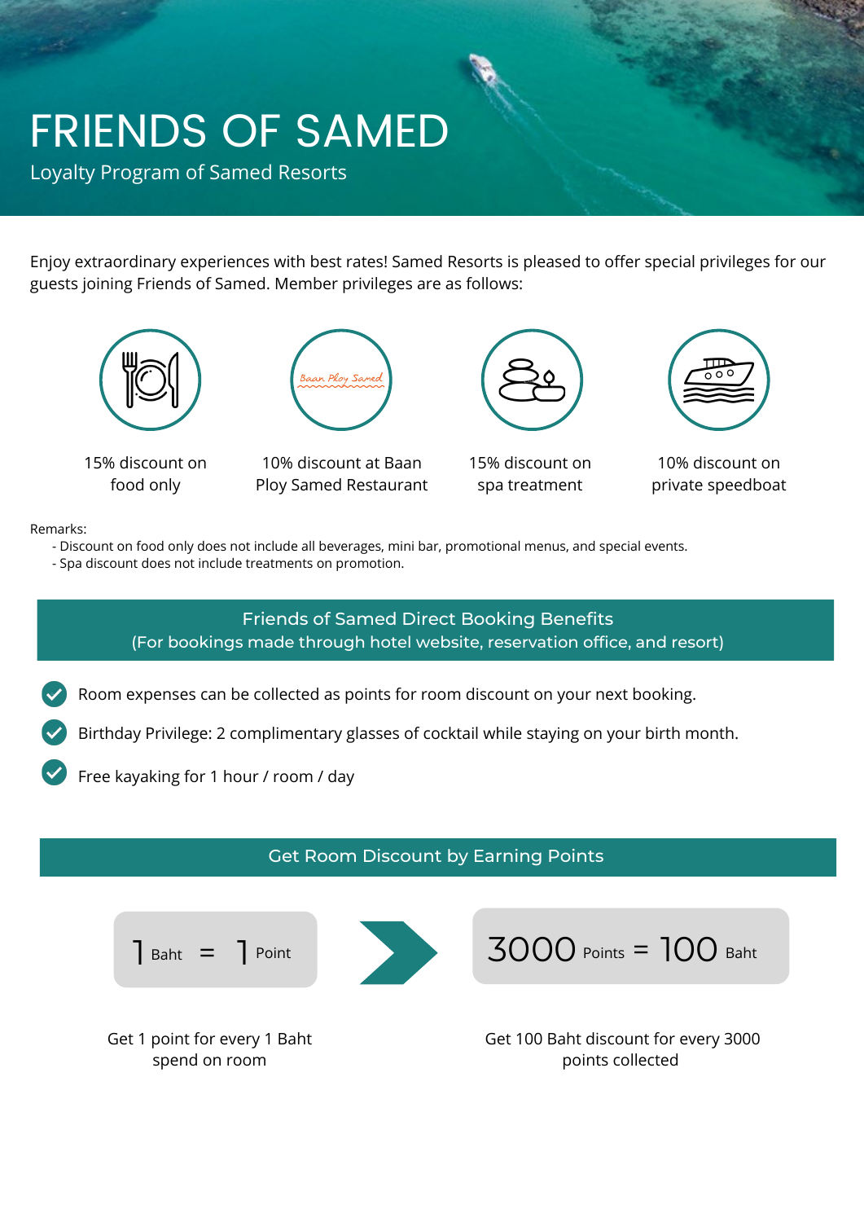# FRIENDS OF SAMED

Loyalty Program of Samed Resorts

Enjoy extraordinary experiences with best rates! Samed Resorts is pleased to offer special privileges for our guests joining Friends of Samed. Member privileges are as follows:

- 15% discount on food only
- 10% discount at Baan Ploy Samed Restaurant
- 15% discount on spa treatment
- 10% discount on private speedboat

Remarks:

- Discount on food only does not include all beverages, mini bar, promotional menus, and special events.
- Spa discount does not include treatments on promotion.

## Friends of Samed Direct Booking Benefits

(For bookings made through hotel website, reservation office, and resort)

- Room expenses can be collected as points for room discount on your next booking.
- Birthday Privilege: 2 complimentary glasses of cocktail while staying on your birth month.
- Free kayaking for 1 hour / room / day

## Get Room Discount by Earning Points

1 Baht = 1 Point

Get 1 point for every 1 Baht spend on room

3000 Points = 100 Baht

Get 100 Baht discount for every 3000 points collected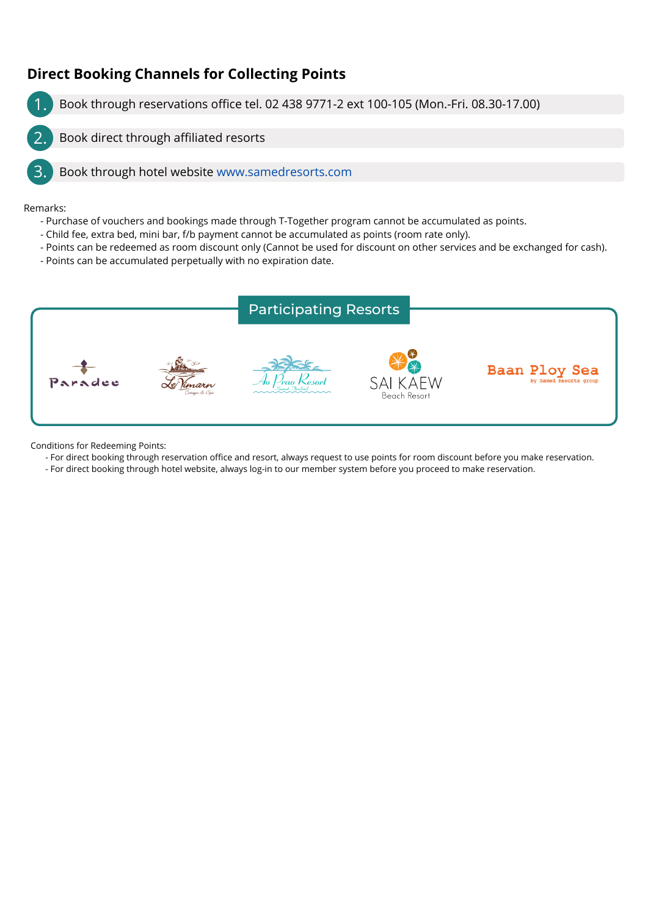## Direct Booking Channels for Collecting Points

1. Book through reservations office tel. 02 438 9771-2 ext 100-105 (Mon.-Fri. 08.30-17.00)
2. Book direct through affiliated resorts
3. Book through hotel website www.samedresorts.com

Remarks:

- Purchase of vouchers and bookings made through T-Together program cannot be accumulated as points.
- Child fee, extra bed, mini bar, f/b payment cannot be accumulated as points (room rate only).
- Points can be redeemed as room discount only (Cannot be used for discount on other services and be exchanged for cash).
- Points can be accumulated perpetually with no expiration date.

## Participating Resorts

Paradee

Le Vimarn Cottages & Spa

Ao Prao Resort Samed Thailand

SAI KAEW Beach Resort

Baan Ploy Sea by Samed Resorts group

Conditions for Redeeming Points:

- For direct booking through reservation office and resort, always request to use points for room discount before you make reservation.
- For direct booking through hotel website, always log-in to our member system before you proceed to make reservation.